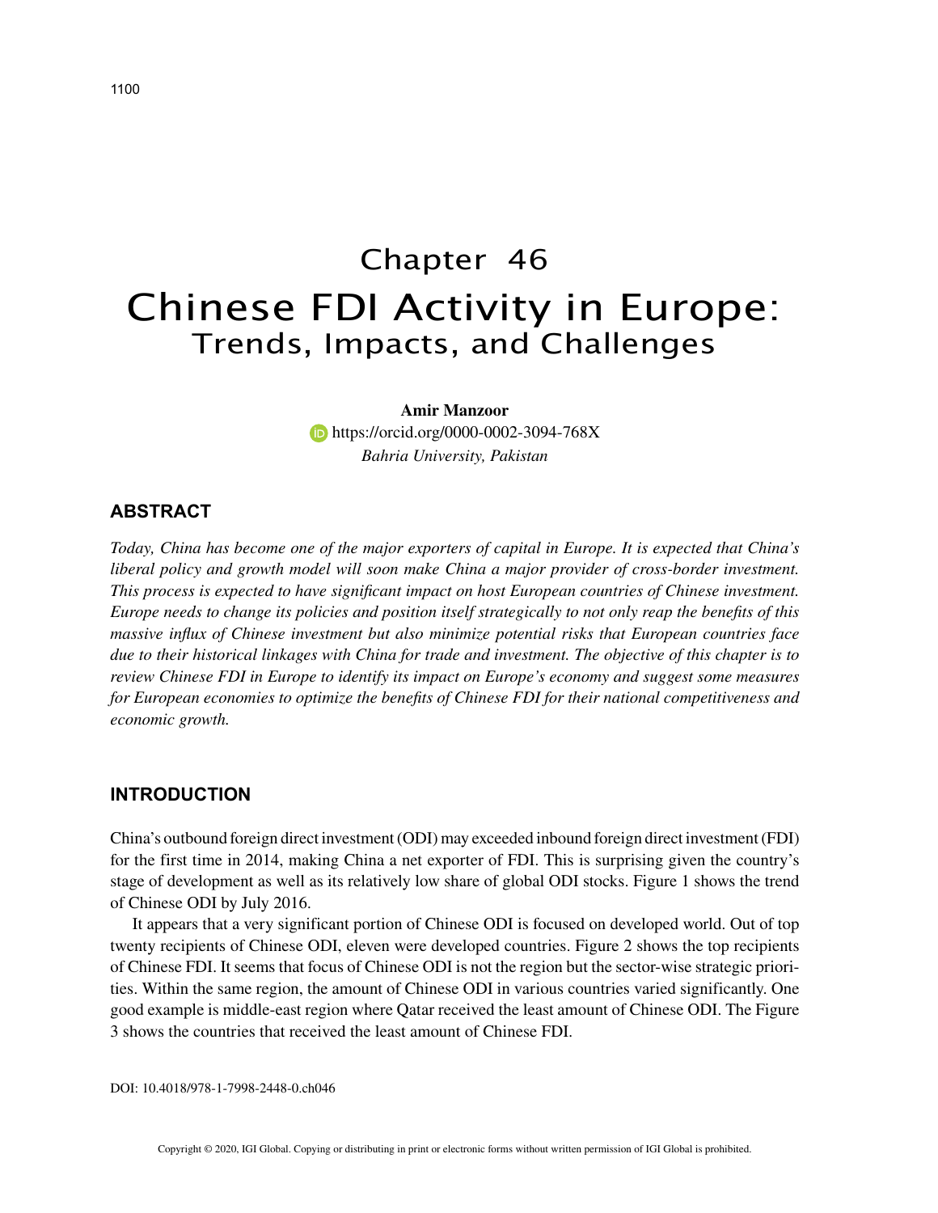# Chapter 46

# Chinese FDI Activity in Europe:
## Trends, Impacts, and Challenges

**Amir Manzoor**
https://orcid.org/0000-0002-3094-768X
*Bahria University, Pakistan*

## ABSTRACT

*Today, China has become one of the major exporters of capital in Europe. It is expected that China's liberal policy and growth model will soon make China a major provider of cross-border investment. This process is expected to have significant impact on host European countries of Chinese investment. Europe needs to change its policies and position itself strategically to not only reap the benefits of this massive influx of Chinese investment but also minimize potential risks that European countries face due to their historical linkages with China for trade and investment. The objective of this chapter is to review Chinese FDI in Europe to identify its impact on Europe's economy and suggest some measures for European economies to optimize the benefits of Chinese FDI for their national competitiveness and economic growth.*

## INTRODUCTION

China's outbound foreign direct investment (ODI) may exceeded inbound foreign direct investment (FDI) for the first time in 2014, making China a net exporter of FDI. This is surprising given the country's stage of development as well as its relatively low share of global ODI stocks. Figure 1 shows the trend of Chinese ODI by July 2016.

It appears that a very significant portion of Chinese ODI is focused on developed world. Out of top twenty recipients of Chinese ODI, eleven were developed countries. Figure 2 shows the top recipients of Chinese FDI. It seems that focus of Chinese ODI is not the region but the sector-wise strategic priorities. Within the same region, the amount of Chinese ODI in various countries varied significantly. One good example is middle-east region where Qatar received the least amount of Chinese ODI. The Figure 3 shows the countries that received the least amount of Chinese FDI.

DOI: 10.4018/978-1-7998-2448-0.ch046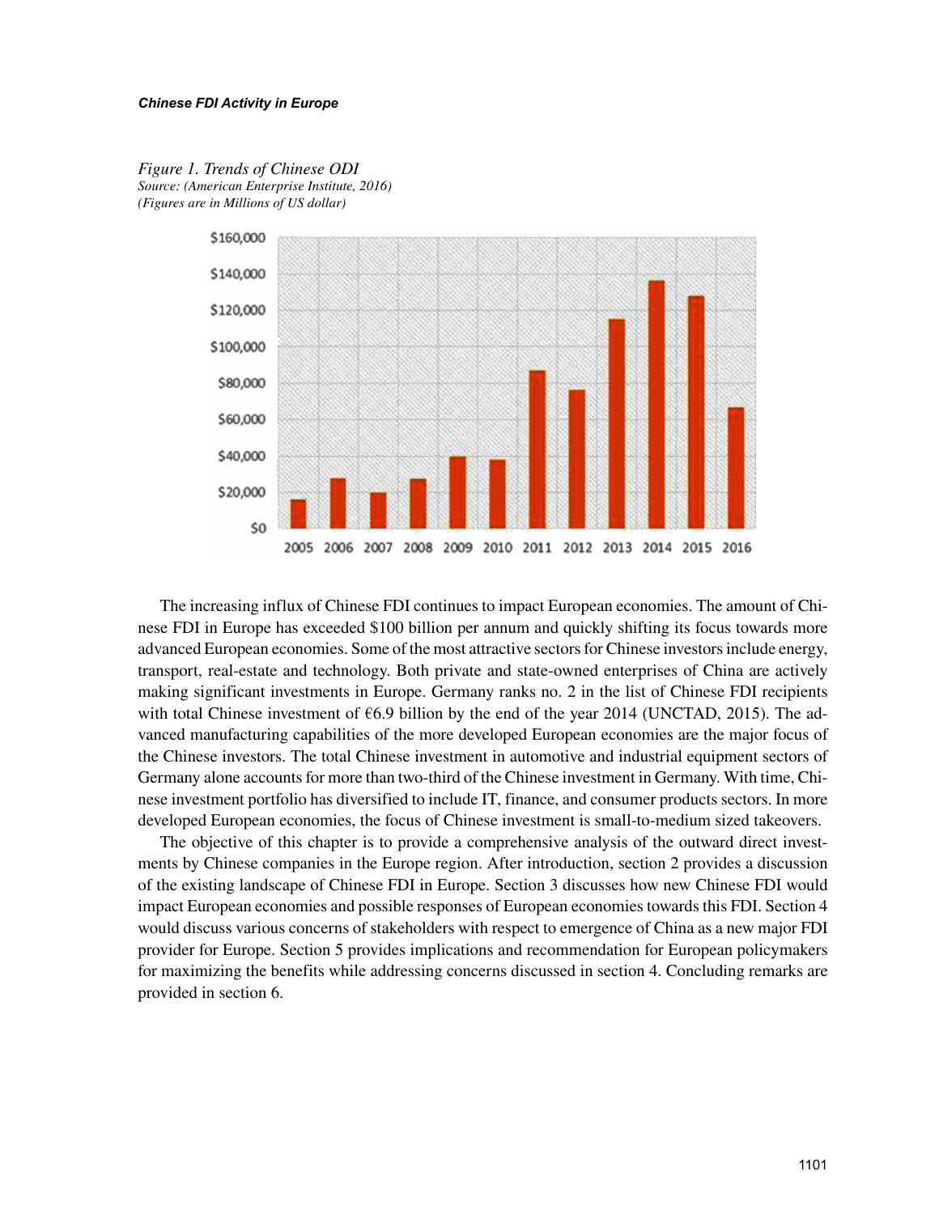*Figure 1. Trends of Chinese ODI*
*Source: (American Enterprise Institute, 2016)*
*(Figures are in Millions of US dollar)*

The increasing influx of Chinese FDI continues to impact European economies. The amount of Chinese FDI in Europe has exceeded $100 billion per annum and quickly shifting its focus towards more advanced European economies. Some of the most attractive sectors for Chinese investors include energy, transport, real-estate and technology. Both private and state-owned enterprises of China are actively making significant investments in Europe. Germany ranks no. 2 in the list of Chinese FDI recipients with total Chinese investment of €6.9 billion by the end of the year 2014 (UNCTAD, 2015). The advanced manufacturing capabilities of the more developed European economies are the major focus of the Chinese investors. The total Chinese investment in automotive and industrial equipment sectors of Germany alone accounts for more than two-third of the Chinese investment in Germany. With time, Chinese investment portfolio has diversified to include IT, finance, and consumer products sectors. In more developed European economies, the focus of Chinese investment is small-to-medium sized takeovers.

The objective of this chapter is to provide a comprehensive analysis of the outward direct investments by Chinese companies in the Europe region. After introduction, section 2 provides a discussion of the existing landscape of Chinese FDI in Europe. Section 3 discusses how new Chinese FDI would impact European economies and possible responses of European economies towards this FDI. Section 4 would discuss various concerns of stakeholders with respect to emergence of China as a new major FDI provider for Europe. Section 5 provides implications and recommendation for European policymakers for maximizing the benefits while addressing concerns discussed in section 4. Concluding remarks are provided in section 6.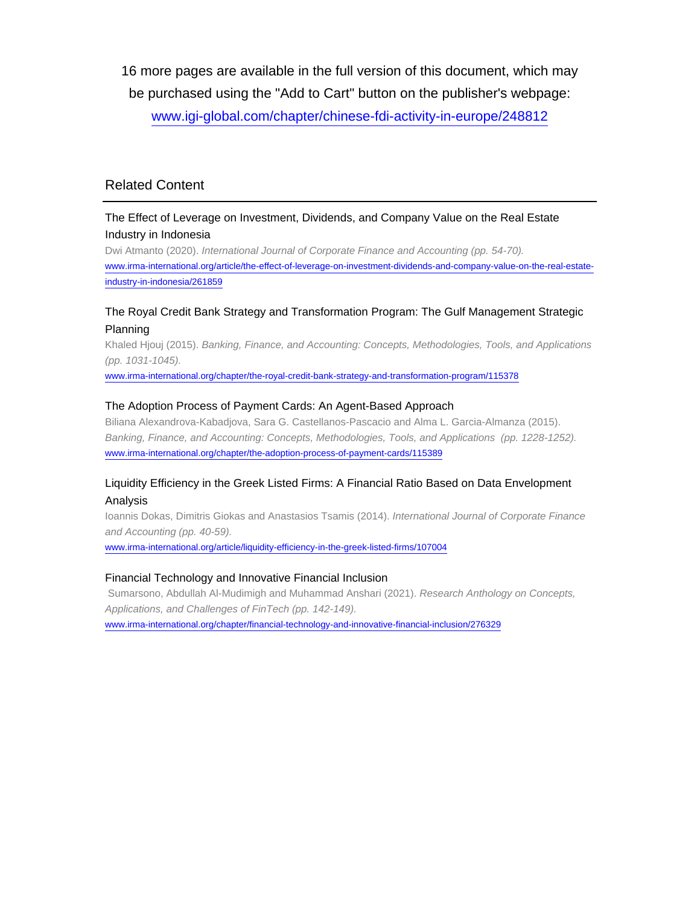16 more pages are available in the full version of this document, which may be purchased using the "Add to Cart" button on the publisher's webpage: www.igi-global.com/chapter/chinese-fdi-activity-in-europe/248812

## Related Content

The Effect of Leverage on Investment, Dividends, and Company Value on the Real Estate Industry in Indonesia
Dwi Atmanto (2020). *International Journal of Corporate Finance and Accounting (pp. 54-70).*
www.irma-international.org/article/the-effect-of-leverage-on-investment-dividends-and-company-value-on-the-real-estate-industry-in-indonesia/261859

The Royal Credit Bank Strategy and Transformation Program: The Gulf Management Strategic Planning
Khaled Hjouj (2015). *Banking, Finance, and Accounting: Concepts, Methodologies, Tools, and Applications (pp. 1031-1045).*
www.irma-international.org/chapter/the-royal-credit-bank-strategy-and-transformation-program/115378

The Adoption Process of Payment Cards: An Agent-Based Approach
Biliana Alexandrova-Kabadjova, Sara G. Castellanos-Pascacio and Alma L. Garcia-Almanza (2015). *Banking, Finance, and Accounting: Concepts, Methodologies, Tools, and Applications (pp. 1228-1252).*
www.irma-international.org/chapter/the-adoption-process-of-payment-cards/115389

Liquidity Efficiency in the Greek Listed Firms: A Financial Ratio Based on Data Envelopment Analysis
Ioannis Dokas, Dimitris Giokas and Anastasios Tsamis (2014). *International Journal of Corporate Finance and Accounting (pp. 40-59).*
www.irma-international.org/article/liquidity-efficiency-in-the-greek-listed-firms/107004

Financial Technology and Innovative Financial Inclusion
Sumarsono, Abdullah Al-Mudimigh and Muhammad Anshari (2021). *Research Anthology on Concepts, Applications, and Challenges of FinTech (pp. 142-149).*
www.irma-international.org/chapter/financial-technology-and-innovative-financial-inclusion/276329